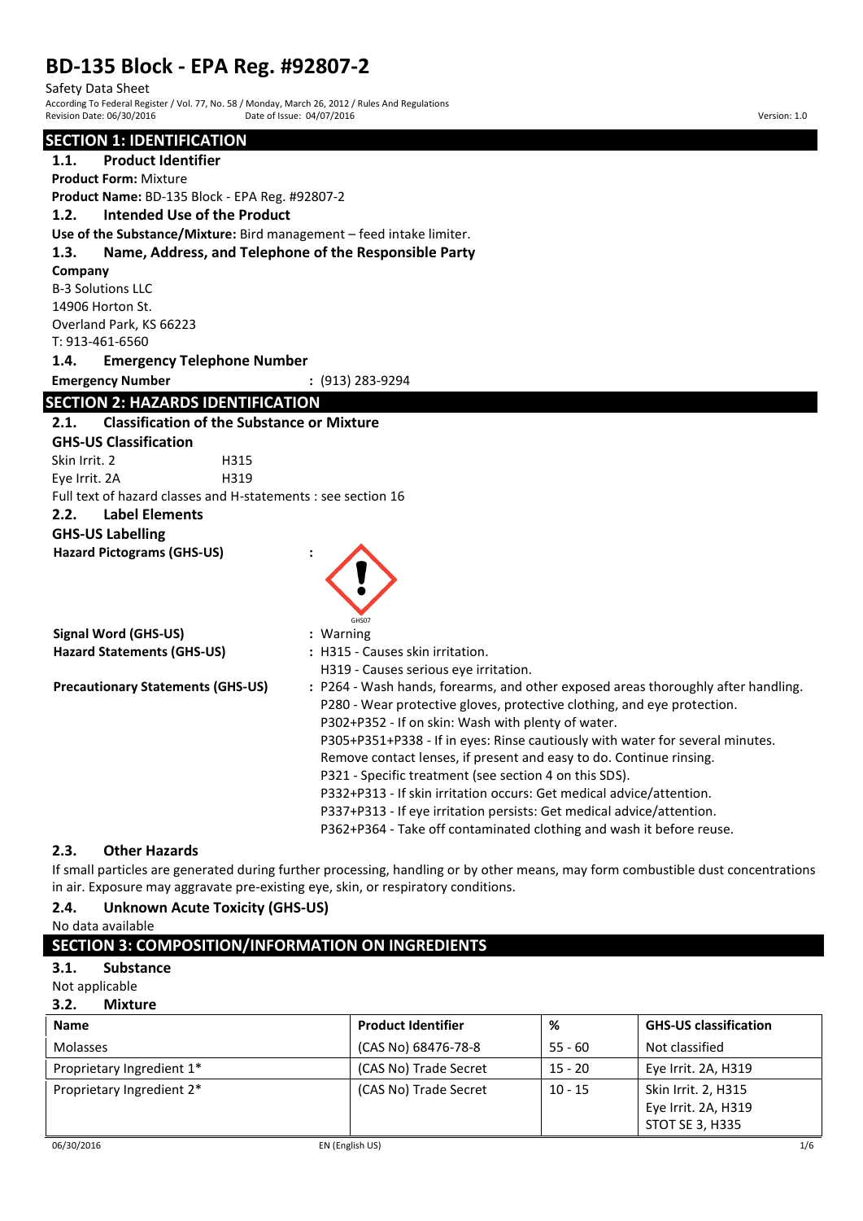# BD-135 Block - EPA Reg. #92807-2

Safety Data Sheet
According To Federal Register / Vol. 77, No. 58 / Monday, March 26, 2012 / Rules And Regulations
Revision Date: 06/30/2016 Date of Issue: 04/07/2016 Version: 1.0

## SECTION 1: IDENTIFICATION

### 1.1. Product Identifier

**Product Form:** Mixture

**Product Name:** BD-135 Block - EPA Reg. #92807-2

### 1.2. Intended Use of the Product

**Use of the Substance/Mixture:** Bird management – feed intake limiter.

### 1.3. Name, Address, and Telephone of the Responsible Party

**Company**
B-3 Solutions LLC
14906 Horton St.
Overland Park, KS 66223
T: 913-461-6560

### 1.4. Emergency Telephone Number

**Emergency Number** : (913) 283-9294

## SECTION 2: HAZARDS IDENTIFICATION

### 2.1. Classification of the Substance or Mixture

**GHS-US Classification**

Skin Irrit. 2 H315
Eye Irrit. 2A H319

Full text of hazard classes and H-statements : see section 16

### 2.2. Label Elements

**GHS-US Labelling**

**Hazard Pictograms (GHS-US)** :

GHS07

**Signal Word (GHS-US)** : Warning

**Hazard Statements (GHS-US)** : H315 - Causes skin irritation.
H319 - Causes serious eye irritation.

**Precautionary Statements (GHS-US)** : P264 - Wash hands, forearms, and other exposed areas thoroughly after handling.
P280 - Wear protective gloves, protective clothing, and eye protection.
P302+P352 - If on skin: Wash with plenty of water.
P305+P351+P338 - If in eyes: Rinse cautiously with water for several minutes. Remove contact lenses, if present and easy to do. Continue rinsing.
P321 - Specific treatment (see section 4 on this SDS).
P332+P313 - If skin irritation occurs: Get medical advice/attention.
P337+P313 - If eye irritation persists: Get medical advice/attention.
P362+P364 - Take off contaminated clothing and wash it before reuse.

### 2.3. Other Hazards

If small particles are generated during further processing, handling or by other means, may form combustible dust concentrations in air. Exposure may aggravate pre-existing eye, skin, or respiratory conditions.

### 2.4. Unknown Acute Toxicity (GHS-US)

No data available

## SECTION 3: COMPOSITION/INFORMATION ON INGREDIENTS

### 3.1. Substance

Not applicable

### 3.2. Mixture

| Name | Product Identifier | % | GHS-US classification |
|---|---|---|---|
| Molasses | (CAS No) 68476-78-8 | 55 - 60 | Not classified |
| Proprietary Ingredient 1* | (CAS No) Trade Secret | 15 - 20 | Eye Irrit. 2A, H319 |
| Proprietary Ingredient 2* | (CAS No) Trade Secret | 10 - 15 | Skin Irrit. 2, H315<br>Eye Irrit. 2A, H319<br>STOT SE 3, H335 |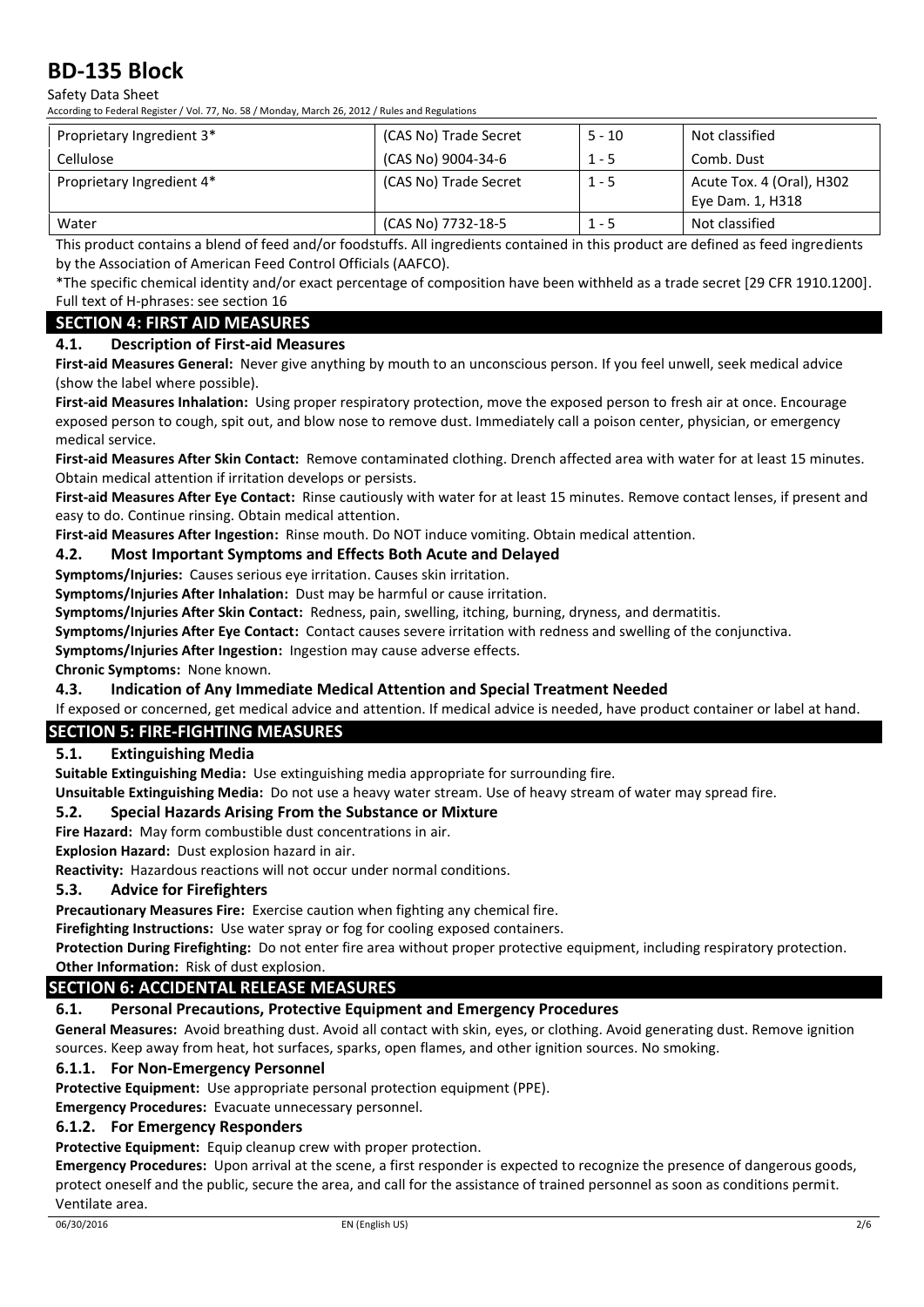| Proprietary Ingredient 3* | (CAS No) Trade Secret | 5 - 10 | Not classified |
|---|---|---|---|
| Cellulose | (CAS No) 9004-34-6 | 1 - 5 | Comb. Dust |
| Proprietary Ingredient 4* | (CAS No) Trade Secret | 1 - 5 | Acute Tox. 4 (Oral), H302<br>Eye Dam. 1, H318 |
| Water | (CAS No) 7732-18-5 | 1 - 5 | Not classified |

This product contains a blend of feed and/or foodstuffs. All ingredients contained in this product are defined as feed ingredients by the Association of American Feed Control Officials (AAFCO).

*The specific chemical identity and/or exact percentage of composition have been withheld as a trade secret [29 CFR 1910.1200].

Full text of H-phrases: see section 16

## SECTION 4: FIRST AID MEASURES

### 4.1. Description of First-aid Measures

**First-aid Measures General:** Never give anything by mouth to an unconscious person. If you feel unwell, seek medical advice (show the label where possible).

**First-aid Measures Inhalation:** Using proper respiratory protection, move the exposed person to fresh air at once. Encourage exposed person to cough, spit out, and blow nose to remove dust. Immediately call a poison center, physician, or emergency medical service.

**First-aid Measures After Skin Contact:** Remove contaminated clothing. Drench affected area with water for at least 15 minutes. Obtain medical attention if irritation develops or persists.

**First-aid Measures After Eye Contact:** Rinse cautiously with water for at least 15 minutes. Remove contact lenses, if present and easy to do. Continue rinsing. Obtain medical attention.

**First-aid Measures After Ingestion:** Rinse mouth. Do NOT induce vomiting. Obtain medical attention.

### 4.2. Most Important Symptoms and Effects Both Acute and Delayed

**Symptoms/Injuries:** Causes serious eye irritation. Causes skin irritation.

**Symptoms/Injuries After Inhalation:** Dust may be harmful or cause irritation.

**Symptoms/Injuries After Skin Contact:** Redness, pain, swelling, itching, burning, dryness, and dermatitis.

**Symptoms/Injuries After Eye Contact:** Contact causes severe irritation with redness and swelling of the conjunctiva.

**Symptoms/Injuries After Ingestion:** Ingestion may cause adverse effects.

**Chronic Symptoms:** None known.

### 4.3. Indication of Any Immediate Medical Attention and Special Treatment Needed

If exposed or concerned, get medical advice and attention. If medical advice is needed, have product container or label at hand.

## SECTION 5: FIRE-FIGHTING MEASURES

### 5.1. Extinguishing Media

**Suitable Extinguishing Media:** Use extinguishing media appropriate for surrounding fire.

**Unsuitable Extinguishing Media:** Do not use a heavy water stream. Use of heavy stream of water may spread fire.

### 5.2. Special Hazards Arising From the Substance or Mixture

**Fire Hazard:** May form combustible dust concentrations in air.

**Explosion Hazard:** Dust explosion hazard in air.

**Reactivity:** Hazardous reactions will not occur under normal conditions.

### 5.3. Advice for Firefighters

**Precautionary Measures Fire:** Exercise caution when fighting any chemical fire.

**Firefighting Instructions:** Use water spray or fog for cooling exposed containers.

**Protection During Firefighting:** Do not enter fire area without proper protective equipment, including respiratory protection.

**Other Information:** Risk of dust explosion.

## SECTION 6: ACCIDENTAL RELEASE MEASURES

### 6.1. Personal Precautions, Protective Equipment and Emergency Procedures

**General Measures:** Avoid breathing dust. Avoid all contact with skin, eyes, or clothing. Avoid generating dust. Remove ignition sources. Keep away from heat, hot surfaces, sparks, open flames, and other ignition sources. No smoking.

#### 6.1.1. For Non-Emergency Personnel

**Protective Equipment:** Use appropriate personal protection equipment (PPE).

**Emergency Procedures:** Evacuate unnecessary personnel.

#### 6.1.2. For Emergency Responders

**Protective Equipment:** Equip cleanup crew with proper protection.

**Emergency Procedures:** Upon arrival at the scene, a first responder is expected to recognize the presence of dangerous goods, protect oneself and the public, secure the area, and call for the assistance of trained personnel as soon as conditions permit. Ventilate area.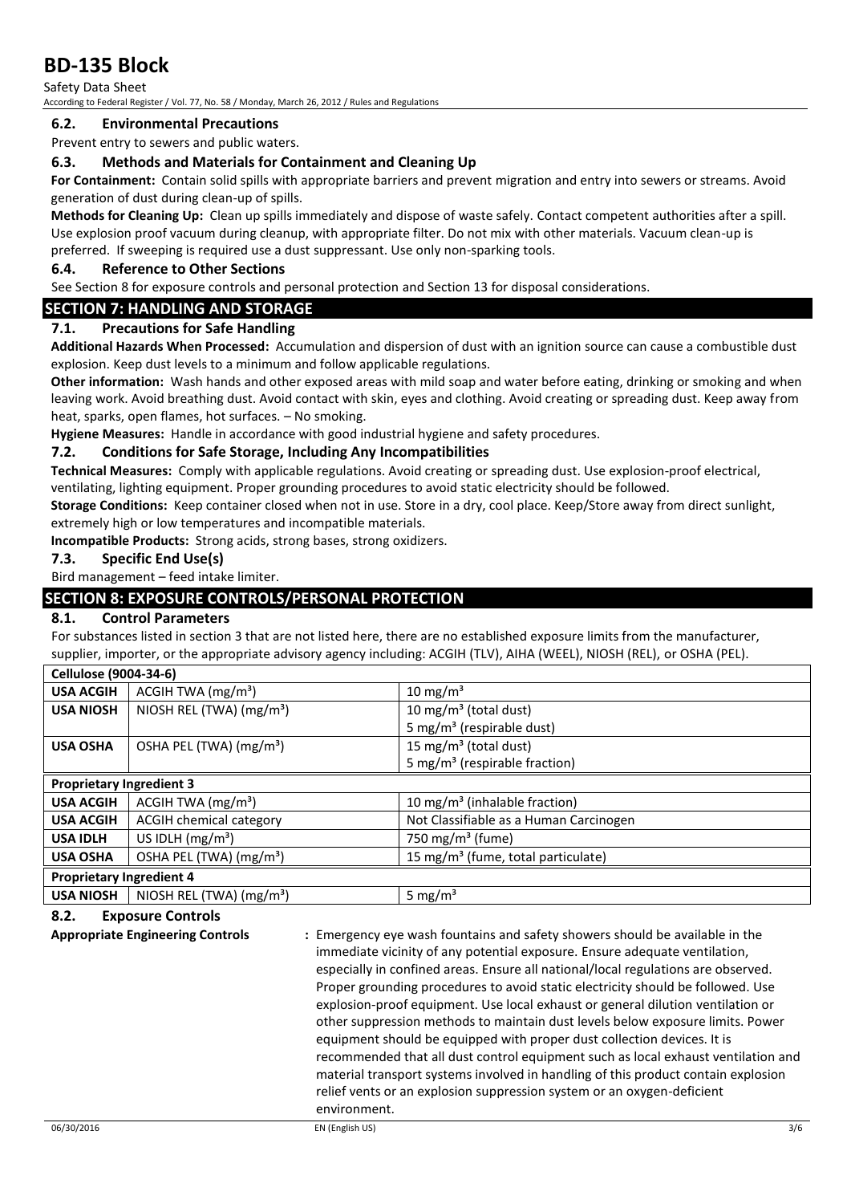### 6.2. Environmental Precautions

Prevent entry to sewers and public waters.

### 6.3. Methods and Materials for Containment and Cleaning Up

**For Containment:** Contain solid spills with appropriate barriers and prevent migration and entry into sewers or streams. Avoid generation of dust during clean-up of spills.

**Methods for Cleaning Up:** Clean up spills immediately and dispose of waste safely. Contact competent authorities after a spill. Use explosion proof vacuum during cleanup, with appropriate filter. Do not mix with other materials. Vacuum clean-up is preferred. If sweeping is required use a dust suppressant. Use only non-sparking tools.

### 6.4. Reference to Other Sections

See Section 8 for exposure controls and personal protection and Section 13 for disposal considerations.

## SECTION 7: HANDLING AND STORAGE

### 7.1. Precautions for Safe Handling

**Additional Hazards When Processed:** Accumulation and dispersion of dust with an ignition source can cause a combustible dust explosion. Keep dust levels to a minimum and follow applicable regulations.

**Other information:** Wash hands and other exposed areas with mild soap and water before eating, drinking or smoking and when leaving work. Avoid breathing dust. Avoid contact with skin, eyes and clothing. Avoid creating or spreading dust. Keep away from heat, sparks, open flames, hot surfaces. – No smoking.

**Hygiene Measures:** Handle in accordance with good industrial hygiene and safety procedures.

### 7.2. Conditions for Safe Storage, Including Any Incompatibilities

**Technical Measures:** Comply with applicable regulations. Avoid creating or spreading dust. Use explosion-proof electrical, ventilating, lighting equipment. Proper grounding procedures to avoid static electricity should be followed.

**Storage Conditions:** Keep container closed when not in use. Store in a dry, cool place. Keep/Store away from direct sunlight, extremely high or low temperatures and incompatible materials.

**Incompatible Products:** Strong acids, strong bases, strong oxidizers.

### 7.3. Specific End Use(s)

Bird management – feed intake limiter.

## SECTION 8: EXPOSURE CONTROLS/PERSONAL PROTECTION

### 8.1. Control Parameters

For substances listed in section 3 that are not listed here, there are no established exposure limits from the manufacturer, supplier, importer, or the appropriate advisory agency including: ACGIH (TLV), AIHA (WEEL), NIOSH (REL), or OSHA (PEL).

| **Cellulose (9004-34-6)** | | |
|---|---|---|
| **USA ACGIH** | ACGIH TWA (mg/m³) | 10 mg/m³ |
| **USA NIOSH** | NIOSH REL (TWA) (mg/m³) | 10 mg/m³ (total dust)<br>5 mg/m³ (respirable dust) |
| **USA OSHA** | OSHA PEL (TWA) (mg/m³) | 15 mg/m³ (total dust)<br>5 mg/m³ (respirable fraction) |
| **Proprietary Ingredient 3** | | |
| **USA ACGIH** | ACGIH TWA (mg/m³) | 10 mg/m³ (inhalable fraction) |
| **USA ACGIH** | ACGIH chemical category | Not Classifiable as a Human Carcinogen |
| **USA IDLH** | US IDLH (mg/m³) | 750 mg/m³ (fume) |
| **USA OSHA** | OSHA PEL (TWA) (mg/m³) | 15 mg/m³ (fume, total particulate) |
| **Proprietary Ingredient 4** | | |
| **USA NIOSH** | NIOSH REL (TWA) (mg/m³) | 5 mg/m³ |

### 8.2. Exposure Controls

**Appropriate Engineering Controls** : Emergency eye wash fountains and safety showers should be available in the immediate vicinity of any potential exposure. Ensure adequate ventilation, especially in confined areas. Ensure all national/local regulations are observed. Proper grounding procedures to avoid static electricity should be followed. Use explosion-proof equipment. Use local exhaust or general dilution ventilation or other suppression methods to maintain dust levels below exposure limits. Power equipment should be equipped with proper dust collection devices. It is recommended that all dust control equipment such as local exhaust ventilation and material transport systems involved in handling of this product contain explosion relief vents or an explosion suppression system or an oxygen-deficient environment.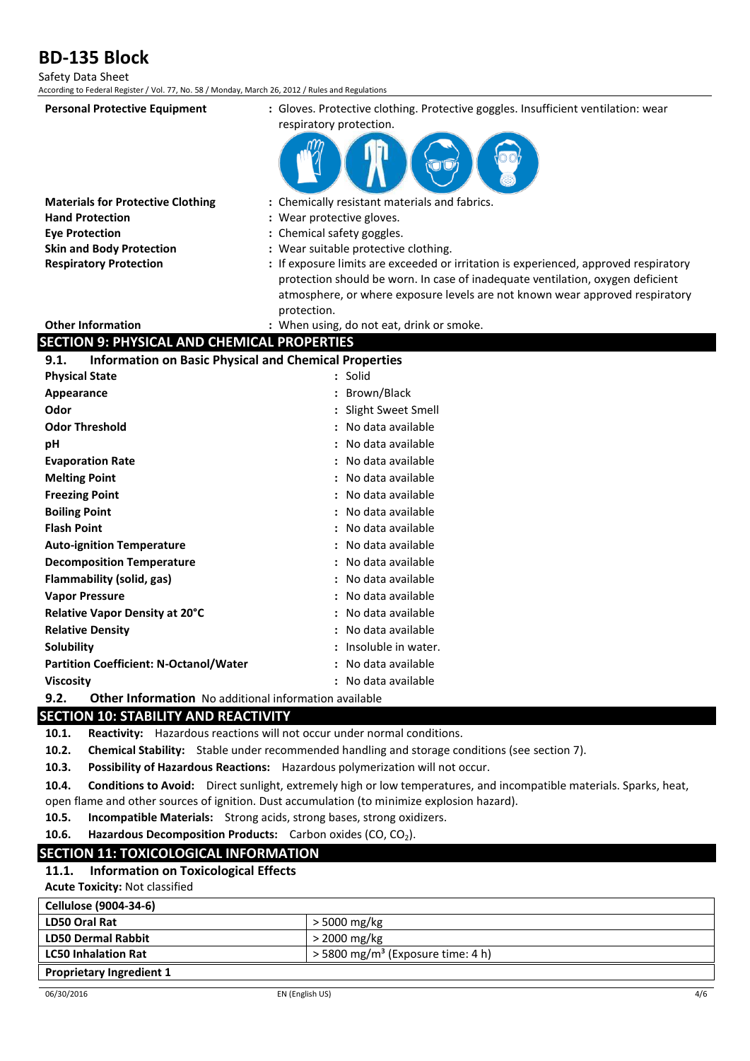**Personal Protective Equipment** : Gloves. Protective clothing. Protective goggles. Insufficient ventilation: wear respiratory protection.

**Materials for Protective Clothing** : Chemically resistant materials and fabrics.

**Hand Protection** : Wear protective gloves.

**Eye Protection** : Chemical safety goggles.

**Skin and Body Protection** : Wear suitable protective clothing.

**Respiratory Protection** : If exposure limits are exceeded or irritation is experienced, approved respiratory protection should be worn. In case of inadequate ventilation, oxygen deficient atmosphere, or where exposure levels are not known wear approved respiratory protection.

**Other Information** : When using, do not eat, drink or smoke.

## SECTION 9: PHYSICAL AND CHEMICAL PROPERTIES

### 9.1. Information on Basic Physical and Chemical Properties

| | |
|---|---|
| **Physical State** | : Solid |
| **Appearance** | : Brown/Black |
| **Odor** | : Slight Sweet Smell |
| **Odor Threshold** | : No data available |
| **pH** | : No data available |
| **Evaporation Rate** | : No data available |
| **Melting Point** | : No data available |
| **Freezing Point** | : No data available |
| **Boiling Point** | : No data available |
| **Flash Point** | : No data available |
| **Auto-ignition Temperature** | : No data available |
| **Decomposition Temperature** | : No data available |
| **Flammability (solid, gas)** | : No data available |
| **Vapor Pressure** | : No data available |
| **Relative Vapor Density at 20°C** | : No data available |
| **Relative Density** | : No data available |
| **Solubility** | : Insoluble in water. |
| **Partition Coefficient: N-Octanol/Water** | : No data available |
| **Viscosity** | : No data available |

### 9.2. Other Information

No additional information available

## SECTION 10: STABILITY AND REACTIVITY

**10.1. Reactivity:** Hazardous reactions will not occur under normal conditions.

**10.2. Chemical Stability:** Stable under recommended handling and storage conditions (see section 7).

**10.3. Possibility of Hazardous Reactions:** Hazardous polymerization will not occur.

**10.4. Conditions to Avoid:** Direct sunlight, extremely high or low temperatures, and incompatible materials. Sparks, heat, open flame and other sources of ignition. Dust accumulation (to minimize explosion hazard).

**10.5. Incompatible Materials:** Strong acids, strong bases, strong oxidizers.

**10.6. Hazardous Decomposition Products:** Carbon oxides (CO, $CO_2$).

## SECTION 11: TOXICOLOGICAL INFORMATION

### 11.1. Information on Toxicological Effects

**Acute Toxicity:** Not classified

| **Cellulose (9004-34-6)** | |
|---|---|
| **LD50 Oral Rat** | > 5000 mg/kg |
| **LD50 Dermal Rabbit** | > 2000 mg/kg |
| **LC50 Inhalation Rat** | > 5800 mg/m³ (Exposure time: 4 h) |

| **Proprietary Ingredient 1** |
|---|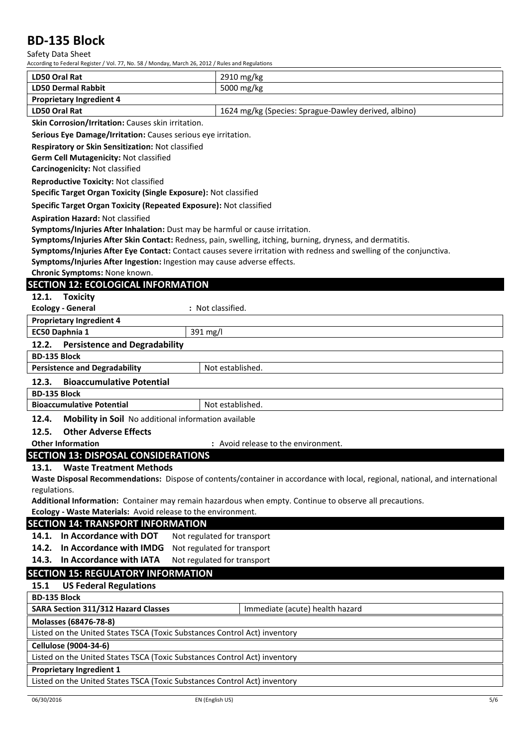| LD50 Oral Rat | 2910 mg/kg |
|---|---|
| LD50 Dermal Rabbit | 5000 mg/kg |
| **Proprietary Ingredient 4** | |
| LD50 Oral Rat | 1624 mg/kg (Species: Sprague-Dawley derived, albino) |

**Skin Corrosion/Irritation:** Causes skin irritation.

**Serious Eye Damage/Irritation:** Causes serious eye irritation.

**Respiratory or Skin Sensitization:** Not classified

**Germ Cell Mutagenicity:** Not classified

**Carcinogenicity:** Not classified

**Reproductive Toxicity:** Not classified

**Specific Target Organ Toxicity (Single Exposure):** Not classified

**Specific Target Organ Toxicity (Repeated Exposure):** Not classified

**Aspiration Hazard:** Not classified

**Symptoms/Injuries After Inhalation:** Dust may be harmful or cause irritation.

**Symptoms/Injuries After Skin Contact:** Redness, pain, swelling, itching, burning, dryness, and dermatitis.

**Symptoms/Injuries After Eye Contact:** Contact causes severe irritation with redness and swelling of the conjunctiva.

**Symptoms/Injuries After Ingestion:** Ingestion may cause adverse effects.

**Chronic Symptoms:** None known.

## SECTION 12: ECOLOGICAL INFORMATION

### 12.1. Toxicity

**Ecology - General** : Not classified.

| Proprietary Ingredient 4 | |
|---|---|
| EC50 Daphnia 1 | 391 mg/l |

### 12.2. Persistence and Degradability

| BD-135 Block | |
|---|---|
| Persistence and Degradability | Not established. |

### 12.3. Bioaccumulative Potential

| BD-135 Block | |
|---|---|
| Bioaccumulative Potential | Not established. |

### 12.4. Mobility in Soil No additional information available

### 12.5. Other Adverse Effects

**Other Information** : Avoid release to the environment.

## SECTION 13: DISPOSAL CONSIDERATIONS

### 13.1. Waste Treatment Methods

**Waste Disposal Recommendations:** Dispose of contents/container in accordance with local, regional, national, and international regulations.

**Additional Information:** Container may remain hazardous when empty. Continue to observe all precautions.

**Ecology - Waste Materials:** Avoid release to the environment.

## SECTION 14: TRANSPORT INFORMATION

**14.1. In Accordance with DOT** Not regulated for transport

**14.2. In Accordance with IMDG** Not regulated for transport

**14.3. In Accordance with IATA** Not regulated for transport

## SECTION 15: REGULATORY INFORMATION

### 15.1 US Federal Regulations

| BD-135 Block | |
|---|---|
| SARA Section 311/312 Hazard Classes | Immediate (acute) health hazard |

| Molasses (68476-78-8) |
|---|
| Listed on the United States TSCA (Toxic Substances Control Act) inventory |
| **Cellulose (9004-34-6)** |
| Listed on the United States TSCA (Toxic Substances Control Act) inventory |
| **Proprietary Ingredient 1** |
| Listed on the United States TSCA (Toxic Substances Control Act) inventory |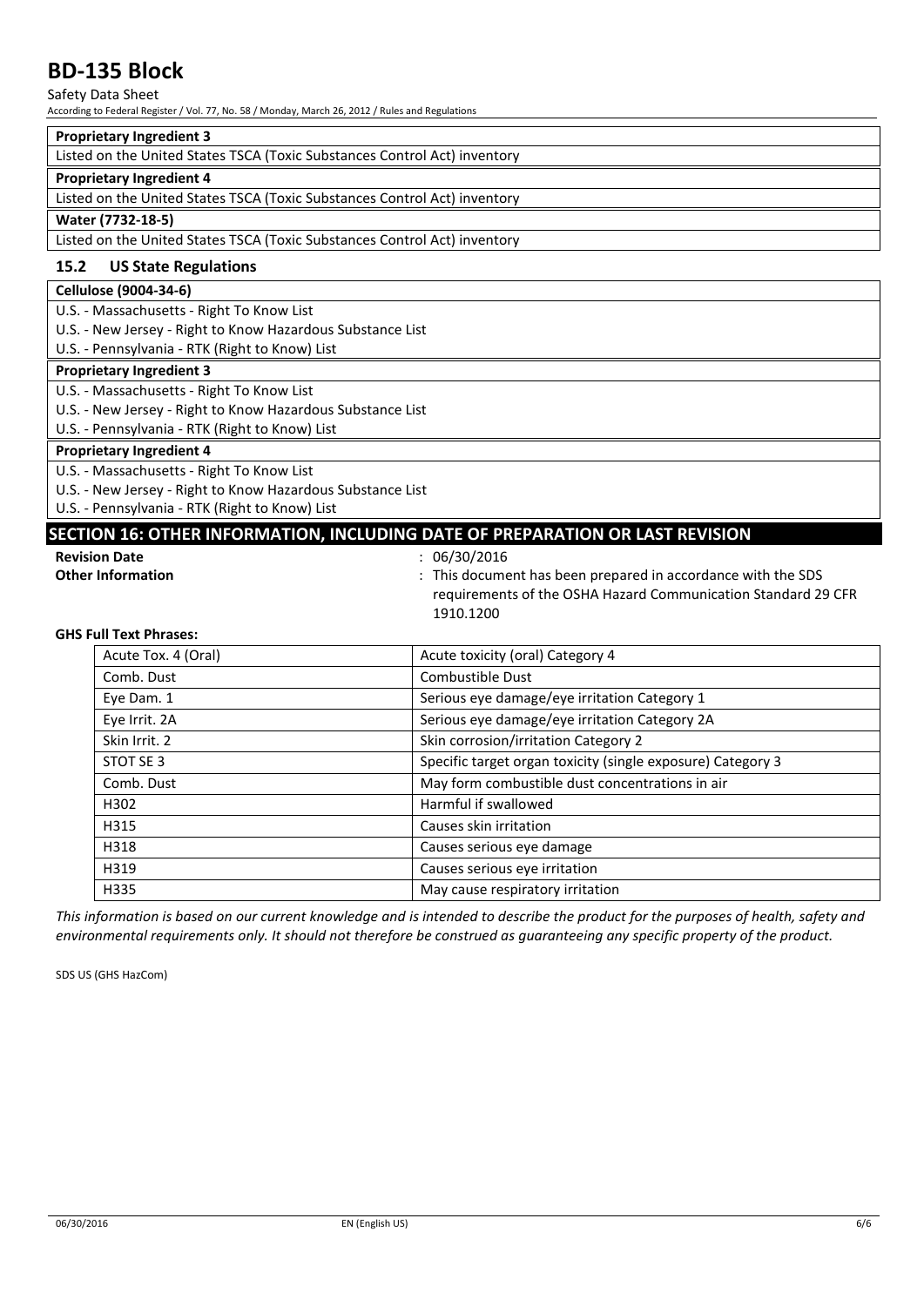| | |
|---|---|
| **Proprietary Ingredient 3** | |
| Listed on the United States TSCA (Toxic Substances Control Act) inventory | |
| **Proprietary Ingredient 4** | |
| Listed on the United States TSCA (Toxic Substances Control Act) inventory | |
| **Water (7732-18-5)** | |
| Listed on the United States TSCA (Toxic Substances Control Act) inventory | |

### 15.2 US State Regulations

| |
|---|
| **Cellulose (9004-34-6)** |
| U.S. - Massachusetts - Right To Know List<br>U.S. - New Jersey - Right to Know Hazardous Substance List<br>U.S. - Pennsylvania - RTK (Right to Know) List |
| **Proprietary Ingredient 3** |
| U.S. - Massachusetts - Right To Know List<br>U.S. - New Jersey - Right to Know Hazardous Substance List<br>U.S. - Pennsylvania - RTK (Right to Know) List |
| **Proprietary Ingredient 4** |
| U.S. - Massachusetts - Right To Know List<br>U.S. - New Jersey - Right to Know Hazardous Substance List<br>U.S. - Pennsylvania - RTK (Right to Know) List |

## SECTION 16: OTHER INFORMATION, INCLUDING DATE OF PREPARATION OR LAST REVISION

**Revision Date** : 06/30/2016

**Other Information** : This document has been prepared in accordance with the SDS requirements of the OSHA Hazard Communication Standard 29 CFR 1910.1200

**GHS Full Text Phrases:**

| | |
|---|---|
| Acute Tox. 4 (Oral) | Acute toxicity (oral) Category 4 |
| Comb. Dust | Combustible Dust |
| Eye Dam. 1 | Serious eye damage/eye irritation Category 1 |
| Eye Irrit. 2A | Serious eye damage/eye irritation Category 2A |
| Skin Irrit. 2 | Skin corrosion/irritation Category 2 |
| STOT SE 3 | Specific target organ toxicity (single exposure) Category 3 |
| Comb. Dust | May form combustible dust concentrations in air |
| H302 | Harmful if swallowed |
| H315 | Causes skin irritation |
| H318 | Causes serious eye damage |
| H319 | Causes serious eye irritation |
| H335 | May cause respiratory irritation |

*This information is based on our current knowledge and is intended to describe the product for the purposes of health, safety and environmental requirements only. It should not therefore be construed as guaranteeing any specific property of the product.*

SDS US (GHS HazCom)